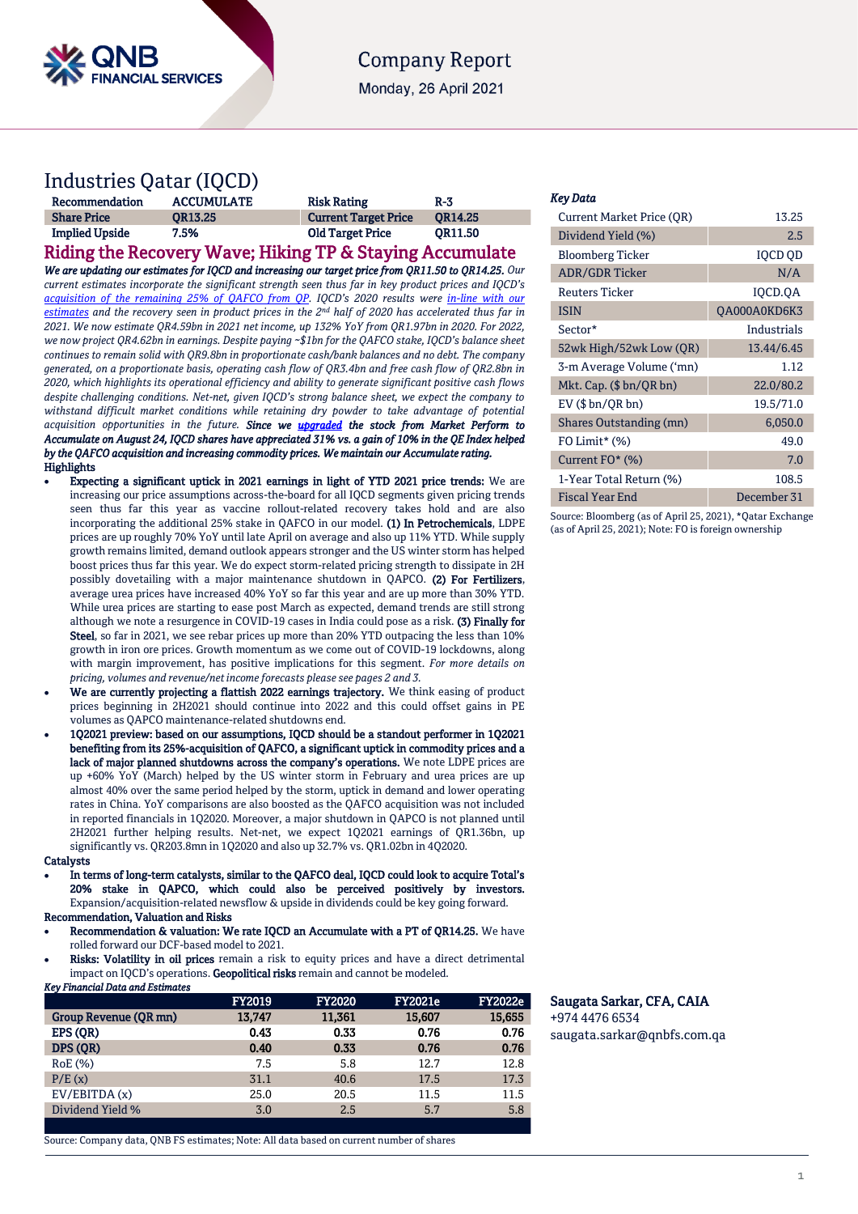Company Report

Monday, 26 April 2021

# Industries Qatar (IQCD)

| Recommendation | ACCUMULATE | Risk Rating | R-3 |
|---|---|---|---|
| Share Price | QR13.25 | Current Target Price | QR14.25 |
| Implied Upside | 7.5% | Old Target Price | QR11.50 |

## Riding the Recovery Wave; Hiking TP & Staying Accumulate

***We are updating our estimates for IQCD and increasing our target price from QR11.50 to QR14.25.*** *Our current estimates incorporate the significant strength seen thus far in key product prices and IQCD's acquisition of the remaining 25% of QAFCO from QP. IQCD's 2020 results were in-line with our estimates and the recovery seen in product prices in the 2nd half of 2020 has accelerated thus far in 2021. We now estimate QR4.59bn in 2021 net income, up 132% YoY from QR1.97bn in 2020. For 2022, we now project QR4.62bn in earnings. Despite paying ~$1bn for the QAFCO stake, IQCD's balance sheet continues to remain solid with QR9.8bn in proportionate cash/bank balances and no debt. The company generated, on a proportionate basis, operating cash flow of QR3.4bn and free cash flow of QR2.8bn in 2020, which highlights its operational efficiency and ability to generate significant positive cash flows despite challenging conditions. Net-net, given IQCD's strong balance sheet, we expect the company to withstand difficult market conditions while retaining dry powder to take advantage of potential acquisition opportunities in the future.* ***Since we upgraded the stock from Market Perform to Accumulate on August 24, IQCD shares have appreciated 31% vs. a gain of 10% in the QE Index helped by the QAFCO acquisition and increasing commodity prices. We maintain our Accumulate rating.***

**Highlights**

- **Expecting a significant uptick in 2021 earnings in light of YTD 2021 price trends:** We are increasing our price assumptions across-the-board for all IQCD segments given pricing trends seen thus far this year as vaccine rollout-related recovery takes hold and are also incorporating the additional 25% stake in QAFCO in our model. **(1) In Petrochemicals**, LDPE prices are up roughly 70% YoY until late April on average and also up 11% YTD. While supply growth remains limited, demand outlook appears stronger and the US winter storm has helped boost prices thus far this year. We do expect storm-related pricing strength to dissipate in 2H possibly dovetailing with a major maintenance shutdown in QAPCO. **(2) For Fertilizers**, average urea prices have increased 40% YoY so far this year and are up more than 30% YTD. While urea prices are starting to ease post March as expected, demand trends are still strong although we note a resurgence in COVID-19 cases in India could pose as a risk. **(3) Finally for Steel**, so far in 2021, we see rebar prices up more than 20% YTD outpacing the less than 10% growth in iron ore prices. Growth momentum as we come out of COVID-19 lockdowns, along with margin improvement, has positive implications for this segment. *For more details on pricing, volumes and revenue/net income forecasts please see pages 2 and 3.*
- **We are currently projecting a flattish 2022 earnings trajectory.** We think easing of product prices beginning in 2H2021 should continue into 2022 and this could offset gains in PE volumes as QAPCO maintenance-related shutdowns end.
- **1Q2021 preview: based on our assumptions, IQCD should be a standout performer in 1Q2021 benefiting from its 25%-acquisition of QAFCO, a significant uptick in commodity prices and a lack of major planned shutdowns across the company's operations.** We note LDPE prices are up +60% YoY (March) helped by the US winter storm in February and urea prices are up almost 40% over the same period helped by the storm, uptick in demand and lower operating rates in China. YoY comparisons are also boosted as the QAFCO acquisition was not included in reported financials in 1Q2020. Moreover, a major shutdown in QAPCO is not planned until 2H2021 further helping results. Net-net, we expect 1Q2021 earnings of QR1.36bn, up significantly vs. QR203.8mn in 1Q2020 and also up 32.7% vs. QR1.02bn in 4Q2020.

**Catalysts**

- **In terms of long-term catalysts, similar to the QAFCO deal, IQCD could look to acquire Total's 20% stake in QAPCO, which could also be perceived positively by investors.** Expansion/acquisition-related newsflow & upside in dividends could be key going forward.

**Recommendation, Valuation and Risks**

- **Recommendation & valuation: We rate IQCD an Accumulate with a PT of QR14.25.** We have rolled forward our DCF-based model to 2021.
- **Risks: Volatility in oil prices** remain a risk to equity prices and have a direct detrimental impact on IQCD's operations. **Geopolitical risks** remain and cannot be modeled.

***Key Financial Data and Estimates***

| | FY2019 | FY2020 | FY2021e | FY2022e |
|---|---|---|---|---|
| Group Revenue (QR mn) | 13,747 | 11,361 | 15,607 | 15,655 |
| EPS (QR) | 0.43 | 0.33 | 0.76 | 0.76 |
| DPS (QR) | 0.40 | 0.33 | 0.76 | 0.76 |
| RoE (%) | 7.5 | 5.8 | 12.7 | 12.8 |
| P/E (x) | 31.1 | 40.6 | 17.5 | 17.3 |
| EV/EBITDA (x) | 25.0 | 20.5 | 11.5 | 11.5 |
| Dividend Yield % | 3.0 | 2.5 | 5.7 | 5.8 |

Source: Company data, QNB FS estimates; Note: All data based on current number of shares

***Key Data***

| | |
|---|---|
| Current Market Price (QR) | 13.25 |
| Dividend Yield (%) | 2.5 |
| Bloomberg Ticker | IQCD QD |
| ADR/GDR Ticker | N/A |
| Reuters Ticker | IQCD.QA |
| ISIN | QA000A0KD6K3 |
| Sector* | Industrials |
| 52wk High/52wk Low (QR) | 13.44/6.45 |
| 3-m Average Volume ('mn) | 1.12 |
| Mkt. Cap. ($ bn/QR bn) | 22.0/80.2 |
| EV ($ bn/QR bn) | 19.5/71.0 |
| Shares Outstanding (mn) | 6,050.0 |
| FO Limit* (%) | 49.0 |
| Current FO* (%) | 7.0 |
| 1-Year Total Return (%) | 108.5 |
| Fiscal Year End | December 31 |

Source: Bloomberg (as of April 25, 2021), *Qatar Exchange (as of April 25, 2021); Note: FO is foreign ownership

**Saugata Sarkar, CFA, CAIA**
+974 4476 6534
saugata.sarkar@qnbfs.com.qa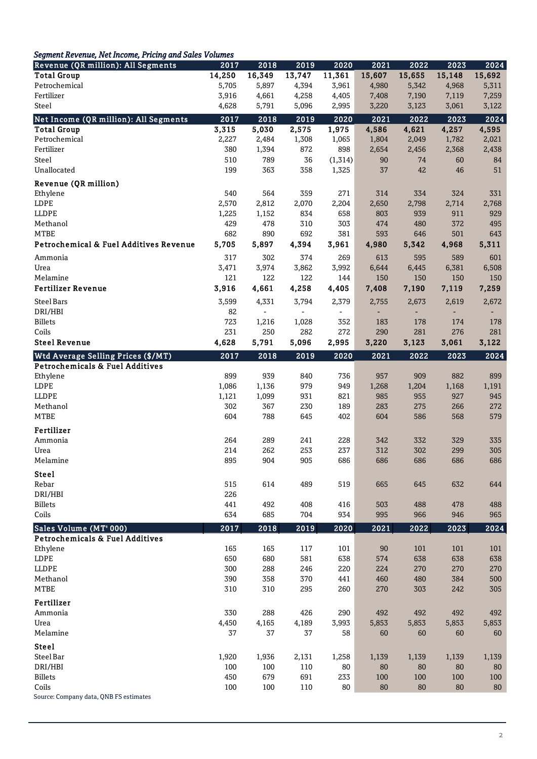*Segment Revenue, Net Income, Pricing and Sales Volumes*

| Revenue (QR million): All Segments | 2017 | 2018 | 2019 | 2020 | 2021 | 2022 | 2023 | 2024 |
|---|---|---|---|---|---|---|---|---|
| **Total Group** | **14,250** | **16,349** | **13,747** | **11,361** | **15,607** | **15,655** | **15,148** | **15,692** |
| Petrochemical | 5,705 | 5,897 | 4,394 | 3,961 | 4,980 | 5,342 | 4,968 | 5,311 |
| Fertilizer | 3,916 | 4,661 | 4,258 | 4,405 | 7,408 | 7,190 | 7,119 | 7,259 |
| Steel | 4,628 | 5,791 | 5,096 | 2,995 | 3,220 | 3,123 | 3,061 | 3,122 |
| **Net Income (QR million): All Segments** | **2017** | **2018** | **2019** | **2020** | **2021** | **2022** | **2023** | **2024** |
| **Total Group** | **3,315** | **5,030** | **2,575** | **1,975** | **4,586** | **4,621** | **4,257** | **4,595** |
| Petrochemical | 2,227 | 2,484 | 1,308 | 1,065 | 1,804 | 2,049 | 1,782 | 2,021 |
| Fertilizer | 380 | 1,394 | 872 | 898 | 2,654 | 2,456 | 2,368 | 2,438 |
| Steel | 510 | 789 | 36 | (1,314) | 90 | 74 | 60 | 84 |
| Unallocated | 199 | 363 | 358 | 1,325 | 37 | 42 | 46 | 51 |
| **Revenue (QR million)** | | | | | | | | |
| Ethylene | 540 | 564 | 359 | 271 | 314 | 334 | 324 | 331 |
| LDPE | 2,570 | 2,812 | 2,070 | 2,204 | 2,650 | 2,798 | 2,714 | 2,768 |
| LLDPE | 1,225 | 1,152 | 834 | 658 | 803 | 939 | 911 | 929 |
| Methanol | 429 | 478 | 310 | 303 | 474 | 480 | 372 | 495 |
| MTBE | 682 | 890 | 692 | 381 | 593 | 646 | 501 | 643 |
| **Petrochemical & Fuel Additives Revenue** | **5,705** | **5,897** | **4,394** | **3,961** | **4,980** | **5,342** | **4,968** | **5,311** |
| Ammonia | 317 | 302 | 374 | 269 | 613 | 595 | 589 | 601 |
| Urea | 3,471 | 3,974 | 3,862 | 3,992 | 6,644 | 6,445 | 6,381 | 6,508 |
| Melamine | 121 | 122 | 122 | 144 | 150 | 150 | 150 | 150 |
| **Fertilizer Revenue** | **3,916** | **4,661** | **4,258** | **4,405** | **7,408** | **7,190** | **7,119** | **7,259** |
| Steel Bars | 3,599 | 4,331 | 3,794 | 2,379 | 2,755 | 2,673 | 2,619 | 2,672 |
| DRI/HBI | 82 | - | - | - | - | - | - | - |
| Billets | 723 | 1,216 | 1,028 | 352 | 183 | 178 | 174 | 178 |
| Coils | 231 | 250 | 282 | 272 | 290 | 281 | 276 | 281 |
| **Steel Revenue** | **4,628** | **5,791** | **5,096** | **2,995** | **3,220** | **3,123** | **3,061** | **3,122** |
| **Wtd Average Selling Prices ($/MT)** | **2017** | **2018** | **2019** | **2020** | **2021** | **2022** | **2023** | **2024** |
| **Petrochemicals & Fuel Additives** | | | | | | | | |
| Ethylene | 899 | 939 | 840 | 736 | 957 | 909 | 882 | 899 |
| LDPE | 1,086 | 1,136 | 979 | 949 | 1,268 | 1,204 | 1,168 | 1,191 |
| LLDPE | 1,121 | 1,099 | 931 | 821 | 985 | 955 | 927 | 945 |
| Methanol | 302 | 367 | 230 | 189 | 283 | 275 | 266 | 272 |
| MTBE | 604 | 788 | 645 | 402 | 604 | 586 | 568 | 579 |
| **Fertilizer** | | | | | | | | |
| Ammonia | 264 | 289 | 241 | 228 | 342 | 332 | 329 | 335 |
| Urea | 214 | 262 | 253 | 237 | 312 | 302 | 299 | 305 |
| Melamine | 895 | 904 | 905 | 686 | 686 | 686 | 686 | 686 |
| **Steel** | | | | | | | | |
| Rebar | 515 | 614 | 489 | 519 | 665 | 645 | 632 | 644 |
| DRI/HBI | 226 | | | | | | | |
| Billets | 441 | 492 | 408 | 416 | 503 | 488 | 478 | 488 |
| Coils | 634 | 685 | 704 | 934 | 995 | 966 | 946 | 965 |
| **Sales Volume (MT' 000)** | **2017** | **2018** | **2019** | **2020** | **2021** | **2022** | **2023** | **2024** |
| **Petrochemicals & Fuel Additives** | | | | | | | | |
| Ethylene | 165 | 165 | 117 | 101 | 90 | 101 | 101 | 101 |
| LDPE | 650 | 680 | 581 | 638 | 574 | 638 | 638 | 638 |
| LLDPE | 300 | 288 | 246 | 220 | 224 | 270 | 270 | 270 |
| Methanol | 390 | 358 | 370 | 441 | 460 | 480 | 384 | 500 |
| MTBE | 310 | 310 | 295 | 260 | 270 | 303 | 242 | 305 |
| **Fertilizer** | | | | | | | | |
| Ammonia | 330 | 288 | 426 | 290 | 492 | 492 | 492 | 492 |
| Urea | 4,450 | 4,165 | 4,189 | 3,993 | 5,853 | 5,853 | 5,853 | 5,853 |
| Melamine | 37 | 37 | 37 | 58 | 60 | 60 | 60 | 60 |
| **Steel** | | | | | | | | |
| Steel Bar | 1,920 | 1,936 | 2,131 | 1,258 | 1,139 | 1,139 | 1,139 | 1,139 |
| DRI/HBI | 100 | 100 | 110 | 80 | 80 | 80 | 80 | 80 |
| Billets | 450 | 679 | 691 | 233 | 100 | 100 | 100 | 100 |
| Coils | 100 | 100 | 110 | 80 | 80 | 80 | 80 | 80 |

Source: Company data, QNB FS estimates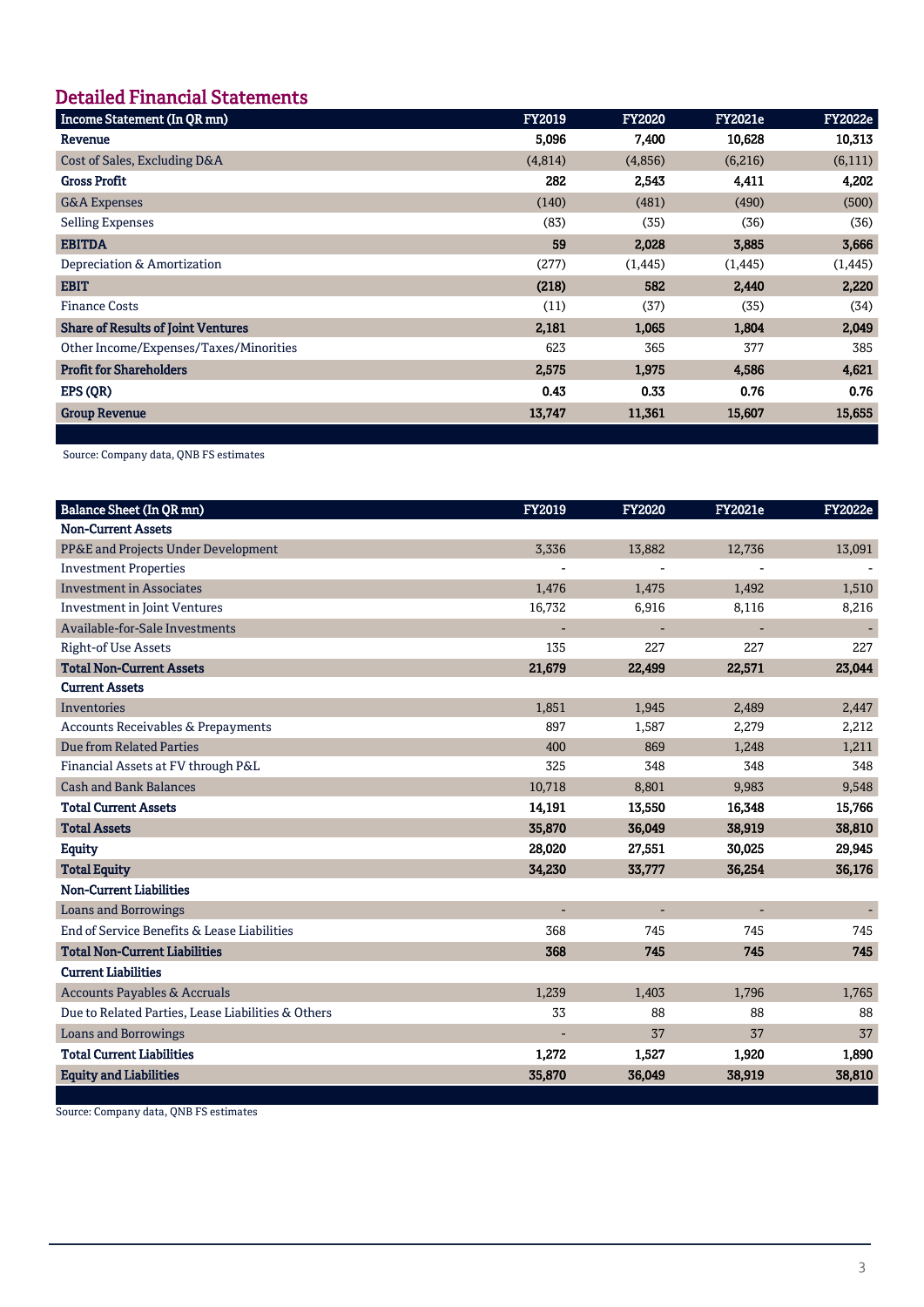## Detailed Financial Statements

| Income Statement (In QR mn) | FY2019 | FY2020 | FY2021e | FY2022e |
|---|---|---|---|---|
| **Revenue** | **5,096** | **7,400** | **10,628** | **10,313** |
| Cost of Sales, Excluding D&A | (4,814) | (4,856) | (6,216) | (6,111) |
| **Gross Profit** | **282** | **2,543** | **4,411** | **4,202** |
| G&A Expenses | (140) | (481) | (490) | (500) |
| Selling Expenses | (83) | (35) | (36) | (36) |
| **EBITDA** | **59** | **2,028** | **3,885** | **3,666** |
| Depreciation & Amortization | (277) | (1,445) | (1,445) | (1,445) |
| **EBIT** | **(218)** | **582** | **2,440** | **2,220** |
| Finance Costs | (11) | (37) | (35) | (34) |
| **Share of Results of Joint Ventures** | **2,181** | **1,065** | **1,804** | **2,049** |
| Other Income/Expenses/Taxes/Minorities | 623 | 365 | 377 | 385 |
| **Profit for Shareholders** | **2,575** | **1,975** | **4,586** | **4,621** |
| **EPS (QR)** | **0.43** | **0.33** | **0.76** | **0.76** |
| **Group Revenue** | **13,747** | **11,361** | **15,607** | **15,655** |

Source: Company data, QNB FS estimates

| Balance Sheet (In QR mn) | FY2019 | FY2020 | FY2021e | FY2022e |
|---|---|---|---|---|
| **Non-Current Assets** | | | | |
| PP&E and Projects Under Development | 3,336 | 13,882 | 12,736 | 13,091 |
| Investment Properties | - | - | - | - |
| Investment in Associates | 1,476 | 1,475 | 1,492 | 1,510 |
| Investment in Joint Ventures | 16,732 | 6,916 | 8,116 | 8,216 |
| Available-for-Sale Investments | - | - | - | - |
| Right-of Use Assets | 135 | 227 | 227 | 227 |
| **Total Non-Current Assets** | **21,679** | **22,499** | **22,571** | **23,044** |
| **Current Assets** | | | | |
| Inventories | 1,851 | 1,945 | 2,489 | 2,447 |
| Accounts Receivables & Prepayments | 897 | 1,587 | 2,279 | 2,212 |
| Due from Related Parties | 400 | 869 | 1,248 | 1,211 |
| Financial Assets at FV through P&L | 325 | 348 | 348 | 348 |
| Cash and Bank Balances | 10,718 | 8,801 | 9,983 | 9,548 |
| **Total Current Assets** | **14,191** | **13,550** | **16,348** | **15,766** |
| **Total Assets** | **35,870** | **36,049** | **38,919** | **38,810** |
| **Equity** | **28,020** | **27,551** | **30,025** | **29,945** |
| **Total Equity** | **34,230** | **33,777** | **36,254** | **36,176** |
| **Non-Current Liabilities** | | | | |
| Loans and Borrowings | - | - | - | - |
| End of Service Benefits & Lease Liabilities | 368 | 745 | 745 | 745 |
| **Total Non-Current Liabilities** | **368** | **745** | **745** | **745** |
| **Current Liabilities** | | | | |
| Accounts Payables & Accruals | 1,239 | 1,403 | 1,796 | 1,765 |
| Due to Related Parties, Lease Liabilities & Others | 33 | 88 | 88 | 88 |
| Loans and Borrowings | - | 37 | 37 | 37 |
| **Total Current Liabilities** | **1,272** | **1,527** | **1,920** | **1,890** |
| **Equity and Liabilities** | **35,870** | **36,049** | **38,919** | **38,810** |

Source: Company data, QNB FS estimates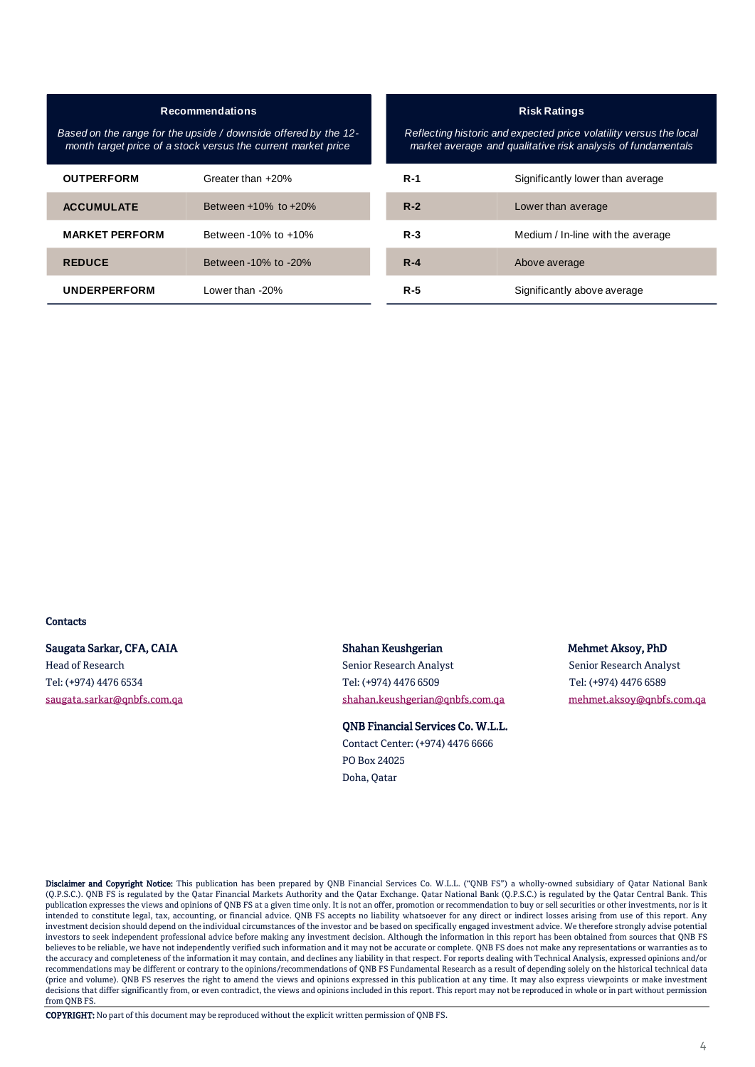| Recommendations | |
|---|---|
| *Based on the range for the upside / downside offered by the 12-month target price of a stock versus the current market price* | |
| **OUTPERFORM** | Greater than +20% |
| **ACCUMULATE** | Between +10% to +20% |
| **MARKET PERFORM** | Between -10% to +10% |
| **REDUCE** | Between -10% to -20% |
| **UNDERPERFORM** | Lower than -20% |

| Risk Ratings | |
|---|---|
| *Reflecting historic and expected price volatility versus the local market average and qualitative risk analysis of fundamentals* | |
| **R-1** | Significantly lower than average |
| **R-2** | Lower than average |
| **R-3** | Medium / In-line with the average |
| **R-4** | Above average |
| **R-5** | Significantly above average |

**Contacts**

**Saugata Sarkar, CFA, CAIA**
Head of Research
Tel: (+974) 4476 6534
saugata.sarkar@qnbfs.com.qa

**Shahan Keushgerian**
Senior Research Analyst
Tel: (+974) 4476 6509
shahan.keushgerian@qnbfs.com.qa

**Mehmet Aksoy, PhD**
Senior Research Analyst
Tel: (+974) 4476 6589
mehmet.aksoy@qnbfs.com.qa

**QNB Financial Services Co. W.L.L.**
Contact Center: (+974) 4476 6666
PO Box 24025
Doha, Qatar

**Disclaimer and Copyright Notice:** This publication has been prepared by QNB Financial Services Co. W.L.L. ("QNB FS") a wholly-owned subsidiary of Qatar National Bank (Q.P.S.C.). QNB FS is regulated by the Qatar Financial Markets Authority and the Qatar Exchange. Qatar National Bank (Q.P.S.C.) is regulated by the Qatar Central Bank. This publication expresses the views and opinions of QNB FS at a given time only. It is not an offer, promotion or recommendation to buy or sell securities or other investments, nor is it intended to constitute legal, tax, accounting, or financial advice. QNB FS accepts no liability whatsoever for any direct or indirect losses arising from use of this report. Any investment decision should depend on the individual circumstances of the investor and be based on specifically engaged investment advice. We therefore strongly advise potential investors to seek independent professional advice before making any investment decision. Although the information in this report has been obtained from sources that QNB FS believes to be reliable, we have not independently verified such information and it may not be accurate or complete. QNB FS does not make any representations or warranties as to the accuracy and completeness of the information it may contain, and declines any liability in that respect. For reports dealing with Technical Analysis, expressed opinions and/or recommendations may be different or contrary to the opinions/recommendations of QNB FS Fundamental Research as a result of depending solely on the historical technical data (price and volume). QNB FS reserves the right to amend the views and opinions expressed in this publication at any time. It may also express viewpoints or make investment decisions that differ significantly from, or even contradict, the views and opinions included in this report. This report may not be reproduced in whole or in part without permission from QNB FS.

**COPYRIGHT:** No part of this document may be reproduced without the explicit written permission of QNB FS.